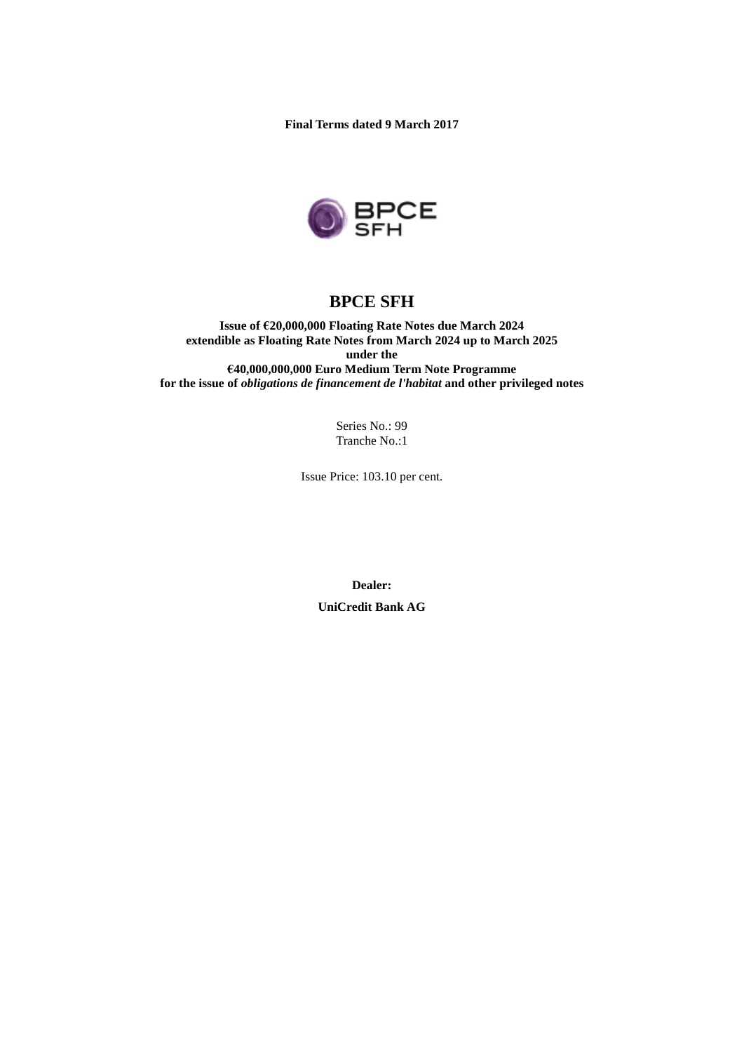**Final Terms dated 9 March 2017**

# BPCE SFH

**Issue of €20,000,000 Floating Rate Notes due March 2024**
**extendible as Floating Rate Notes from March 2024 up to March 2025**
**under the**
**€40,000,000,000 Euro Medium Term Note Programme**
**for the issue of *obligations de financement de l'habitat* and other privileged notes**

Series No.: 99
Tranche No.:1

Issue Price: 103.10 per cent.

**Dealer:**

**UniCredit Bank AG**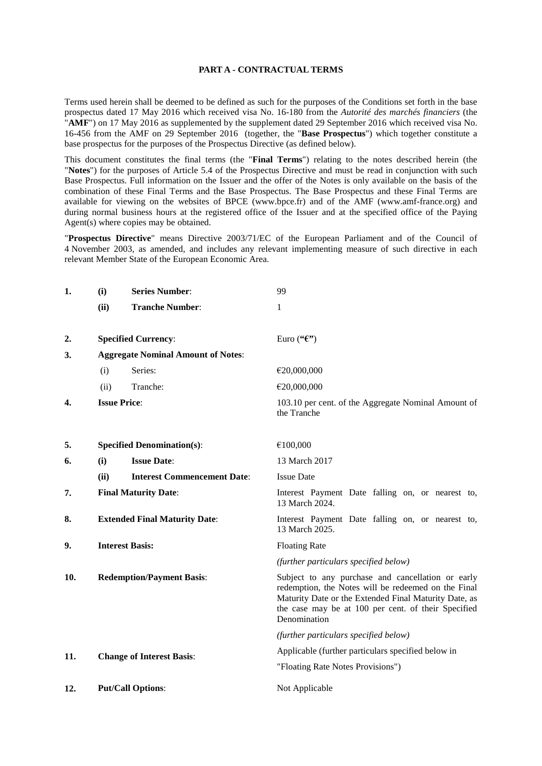## PART A - CONTRACTUAL TERMS

Terms used herein shall be deemed to be defined as such for the purposes of the Conditions set forth in the base prospectus dated 17 May 2016 which received visa No. 16-180 from the *Autorité des marchés financiers* (the "**AMF**") on 17 May 2016 as supplemented by the supplement dated 29 September 2016 which received visa No. 16-456 from the AMF on 29 September 2016 (together, the "**Base Prospectus**") which together constitute a base prospectus for the purposes of the Prospectus Directive (as defined below).

This document constitutes the final terms (the "**Final Terms**") relating to the notes described herein (the "**Notes**") for the purposes of Article 5.4 of the Prospectus Directive and must be read in conjunction with such Base Prospectus. Full information on the Issuer and the offer of the Notes is only available on the basis of the combination of these Final Terms and the Base Prospectus. The Base Prospectus and these Final Terms are available for viewing on the websites of BPCE (www.bpce.fr) and of the AMF (www.amf-france.org) and during normal business hours at the registered office of the Issuer and at the specified office of the Paying Agent(s) where copies may be obtained.

"**Prospectus Directive**" means Directive 2003/71/EC of the European Parliament and of the Council of 4 November 2003, as amended, and includes any relevant implementing measure of such directive in each relevant Member State of the European Economic Area.

| | | | |
|---|---|---|---|
| **1.** | **(i)** | **Series Number**: | 99 |
| | **(ii)** | **Tranche Number**: | 1 |
| **2.** | | **Specified Currency**: | Euro (**"€"**) |
| **3.** | | **Aggregate Nominal Amount of Notes**: | |
| | (i) | Series: | €20,000,000 |
| | (ii) | Tranche: | €20,000,000 |
| **4.** | | **Issue Price**: | 103.10 per cent. of the Aggregate Nominal Amount of the Tranche |
| **5.** | | **Specified Denomination(s)**: | €100,000 |
| **6.** | **(i)** | **Issue Date**: | 13 March 2017 |
| | **(ii)** | **Interest Commencement Date**: | Issue Date |
| **7.** | | **Final Maturity Date**: | Interest Payment Date falling on, or nearest to, 13 March 2024. |
| **8.** | | **Extended Final Maturity Date**: | Interest Payment Date falling on, or nearest to, 13 March 2025. |
| **9.** | | **Interest Basis:** | Floating Rate<br>*(further particulars specified below)* |
| **10.** | | **Redemption/Payment Basis**: | Subject to any purchase and cancellation or early redemption, the Notes will be redeemed on the Final Maturity Date or the Extended Final Maturity Date, as the case may be at 100 per cent. of their Specified Denomination<br>*(further particulars specified below)* |
| **11.** | | **Change of Interest Basis**: | Applicable (further particulars specified below in "Floating Rate Notes Provisions") |
| **12.** | | **Put/Call Options**: | Not Applicable |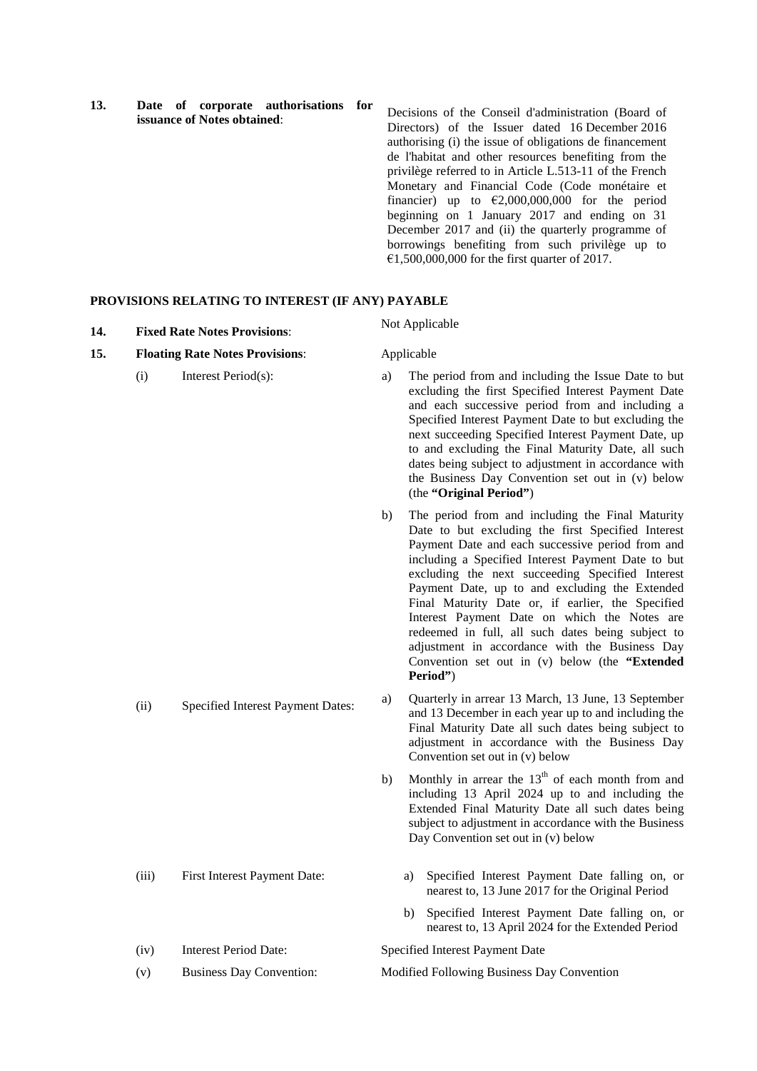| | | |
|---|---|---|
| **13.** | **Date of corporate authorisations for issuance of Notes obtained**: | Decisions of the Conseil d'administration (Board of Directors) of the Issuer dated 16 December 2016 authorising (i) the issue of obligations de financement de l'habitat and other resources benefiting from the privilège referred to in Article L.513-11 of the French Monetary and Financial Code (Code monétaire et financier) up to €2,000,000,000 for the period beginning on 1 January 2017 and ending on 31 December 2017 and (ii) the quarterly programme of borrowings benefiting from such privilège up to €1,500,000,000 for the first quarter of 2017. |

**PROVISIONS RELATING TO INTEREST (IF ANY) PAYABLE**

| | | | |
|---|---|---|---|
| **14.** | **Fixed Rate Notes Provisions**: | | Not Applicable |
| **15.** | **Floating Rate Notes Provisions**: | | Applicable |
| | (i) | Interest Period(s): | a) The period from and including the Issue Date to but excluding the first Specified Interest Payment Date and each successive period from and including a Specified Interest Payment Date to but excluding the next succeeding Specified Interest Payment Date, up to and excluding the Final Maturity Date, all such dates being subject to adjustment in accordance with the Business Day Convention set out in (v) below (the **"Original Period"**)<br><br>b) The period from and including the Final Maturity Date to but excluding the first Specified Interest Payment Date and each successive period from and including a Specified Interest Payment Date to but excluding the next succeeding Specified Interest Payment Date, up to and excluding the Extended Final Maturity Date or, if earlier, the Specified Interest Payment Date on which the Notes are redeemed in full, all such dates being subject to adjustment in accordance with the Business Day Convention set out in (v) below (the **"Extended Period"**) |
| | (ii) | Specified Interest Payment Dates: | a) Quarterly in arrear 13 March, 13 June, 13 September and 13 December in each year up to and including the Final Maturity Date all such dates being subject to adjustment in accordance with the Business Day Convention set out in (v) below<br><br>b) Monthly in arrear the 13th of each month from and including 13 April 2024 up to and including the Extended Final Maturity Date all such dates being subject to adjustment in accordance with the Business Day Convention set out in (v) below |
| | (iii) | First Interest Payment Date: | a) Specified Interest Payment Date falling on, or nearest to, 13 June 2017 for the Original Period<br><br>b) Specified Interest Payment Date falling on, or nearest to, 13 April 2024 for the Extended Period |
| | (iv) | Interest Period Date: | Specified Interest Payment Date |
| | (v) | Business Day Convention: | Modified Following Business Day Convention |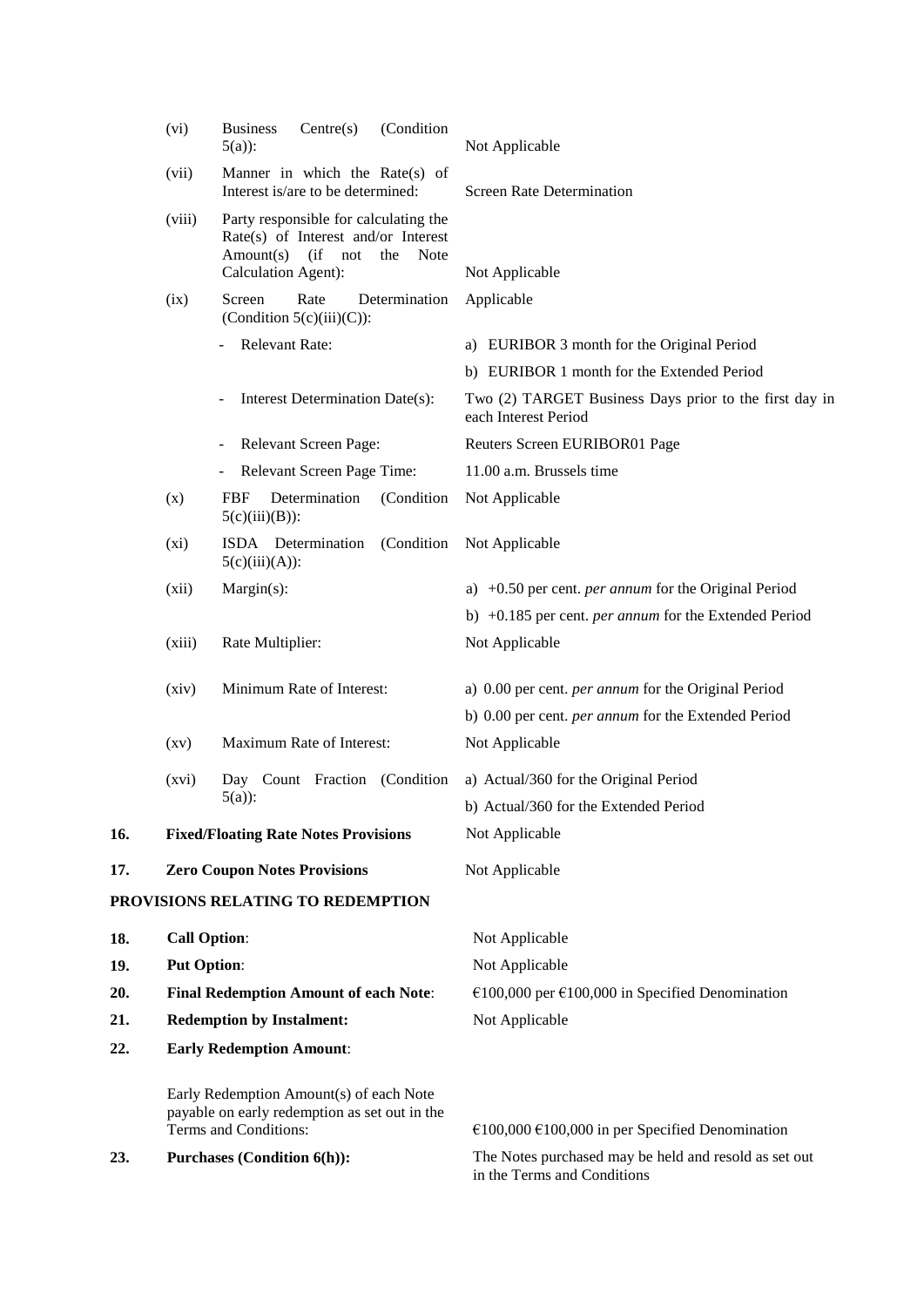| | | | |
|---|---|---|---|
| | (vi) | Business Centre(s) (Condition 5(a)): | Not Applicable |
| | (vii) | Manner in which the Rate(s) of Interest is/are to be determined: | Screen Rate Determination |
| | (viii) | Party responsible for calculating the Rate(s) of Interest and/or Interest Amount(s) (if not the Note Calculation Agent): | Not Applicable |
| | (ix) | Screen Rate Determination (Condition 5(c)(iii)(C)): | Applicable |
| | | - Relevant Rate: | a) EURIBOR 3 month for the Original Period<br>b) EURIBOR 1 month for the Extended Period |
| | | - Interest Determination Date(s): | Two (2) TARGET Business Days prior to the first day in each Interest Period |
| | | - Relevant Screen Page: | Reuters Screen EURIBOR01 Page |
| | | - Relevant Screen Page Time: | 11.00 a.m. Brussels time |
| | (x) | FBF Determination (Condition 5(c)(iii)(B)): | Not Applicable |
| | (xi) | ISDA Determination (Condition 5(c)(iii)(A)): | Not Applicable |
| | (xii) | Margin(s): | a) +0.50 per cent. *per annum* for the Original Period<br>b) +0.185 per cent. *per annum* for the Extended Period |
| | (xiii) | Rate Multiplier: | Not Applicable |
| | (xiv) | Minimum Rate of Interest: | a) 0.00 per cent. *per annum* for the Original Period<br>b) 0.00 per cent. *per annum* for the Extended Period |
| | (xv) | Maximum Rate of Interest: | Not Applicable |
| | (xvi) | Day Count Fraction (Condition 5(a)): | a) Actual/360 for the Original Period<br>b) Actual/360 for the Extended Period |
| **16.** | **Fixed/Floating Rate Notes Provisions** | | Not Applicable |
| **17.** | **Zero Coupon Notes Provisions** | | Not Applicable |

**PROVISIONS RELATING TO REDEMPTION**

| | | |
|---|---|---|
| **18.** | **Call Option**: | Not Applicable |
| **19.** | **Put Option**: | Not Applicable |
| **20.** | **Final Redemption Amount of each Note**: | €100,000 per €100,000 in Specified Denomination |
| **21.** | **Redemption by Instalment:** | Not Applicable |
| **22.** | **Early Redemption Amount**: | |
| | Early Redemption Amount(s) of each Note payable on early redemption as set out in the Terms and Conditions: | €100,000 €100,000 in per Specified Denomination |
| **23.** | **Purchases (Condition 6(h)):** | The Notes purchased may be held and resold as set out in the Terms and Conditions |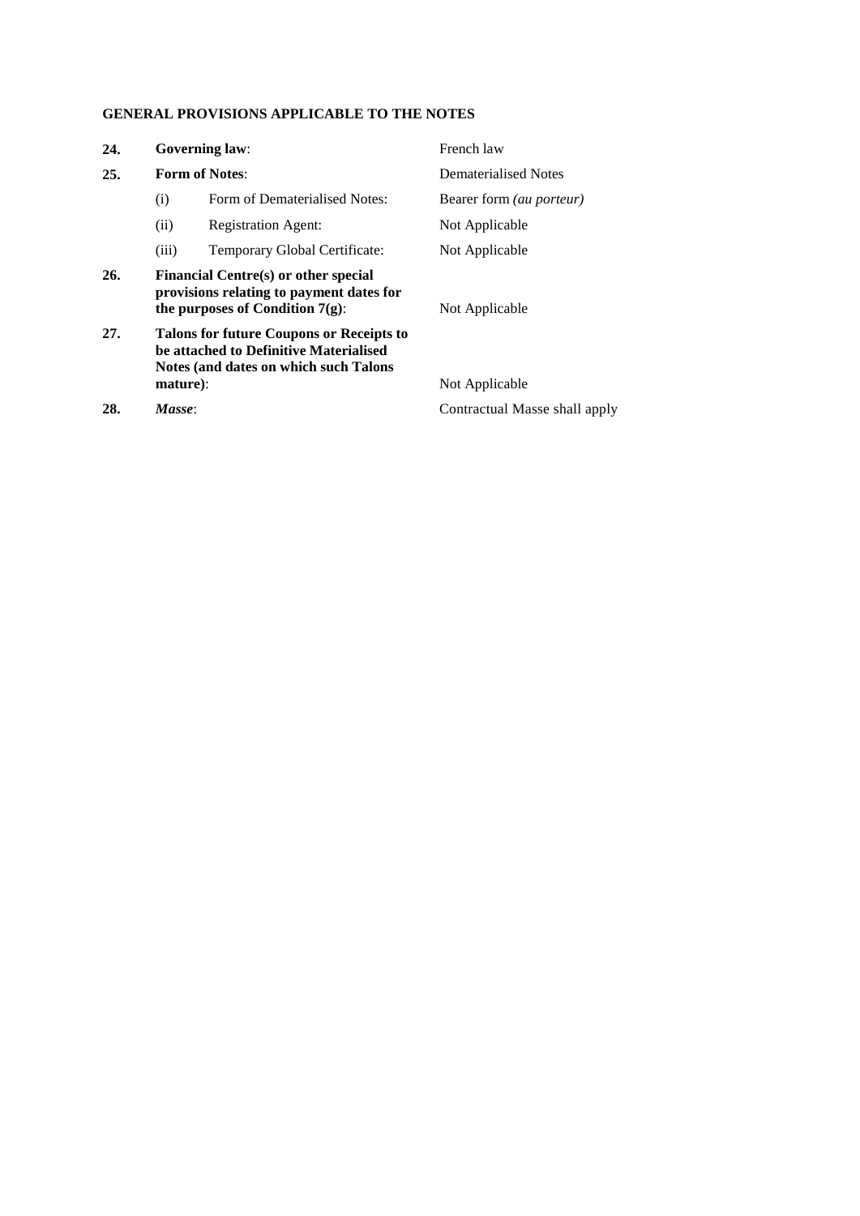**GENERAL PROVISIONS APPLICABLE TO THE NOTES**

| | | | |
|---|---|---|---|
| **24.** | **Governing law**: | | French law |
| **25.** | **Form of Notes**: | | Dematerialised Notes |
| | (i) | Form of Dematerialised Notes: | Bearer form *(au porteur)* |
| | (ii) | Registration Agent: | Not Applicable |
| | (iii) | Temporary Global Certificate: | Not Applicable |
| **26.** | **Financial Centre(s) or other special provisions relating to payment dates for the purposes of Condition 7(g)**: | | Not Applicable |
| **27.** | **Talons for future Coupons or Receipts to be attached to Definitive Materialised Notes (and dates on which such Talons mature)**: | | Not Applicable |
| **28.** | ***Masse***: | | Contractual Masse shall apply |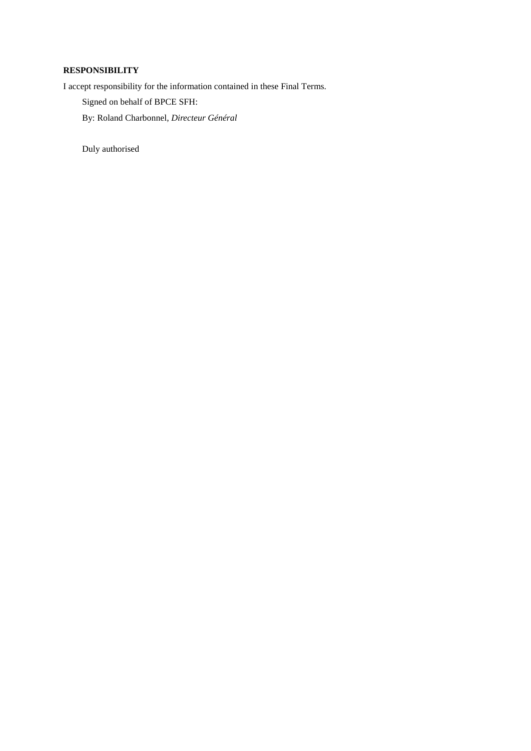**RESPONSIBILITY**

I accept responsibility for the information contained in these Final Terms.

Signed on behalf of BPCE SFH:

By: Roland Charbonnel, *Directeur Général*

Duly authorised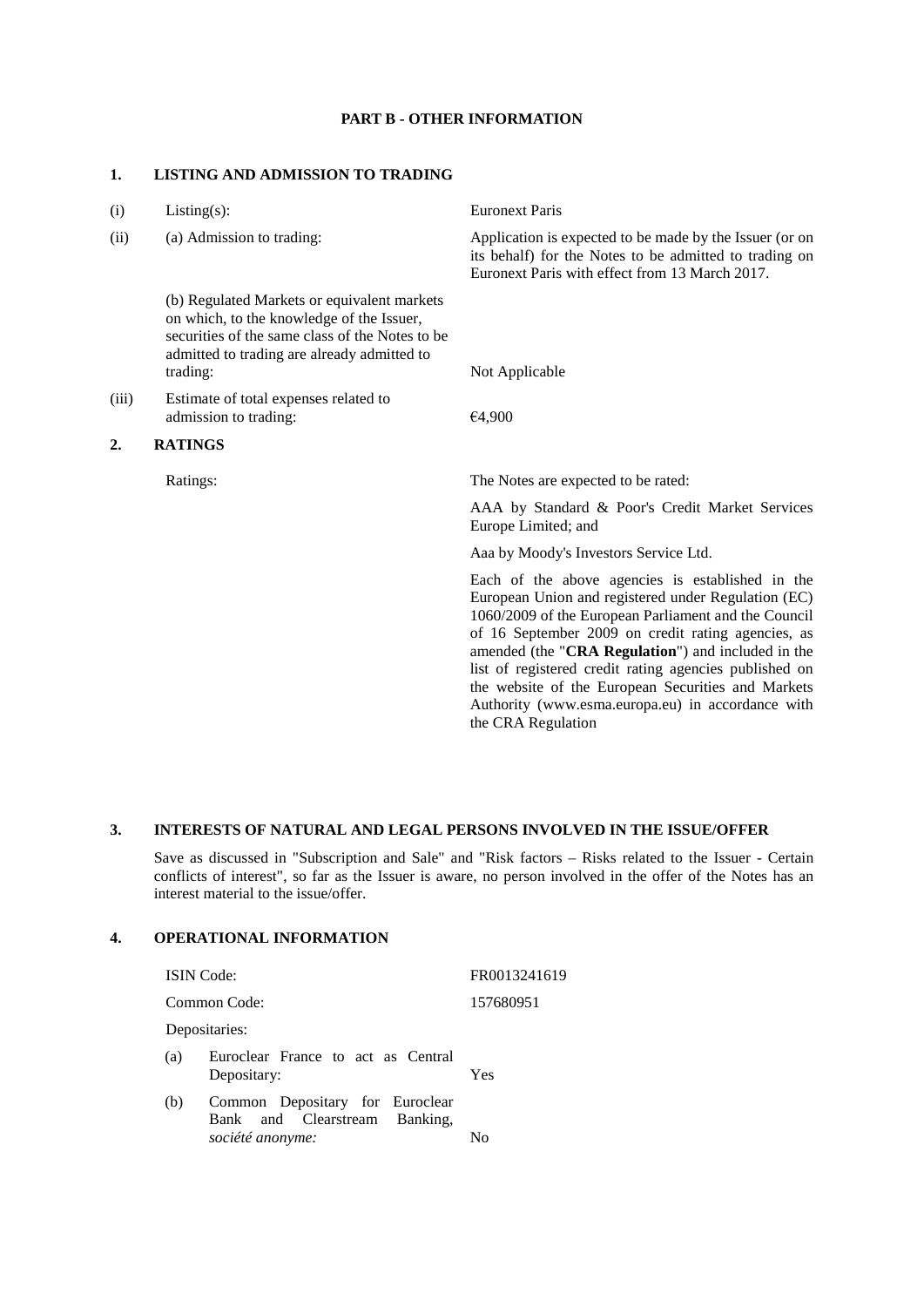## PART B - OTHER INFORMATION

### 1. LISTING AND ADMISSION TO TRADING

| | | |
|---|---|---|
| (i) | Listing(s): | Euronext Paris |
| (ii) | (a) Admission to trading: | Application is expected to be made by the Issuer (or on its behalf) for the Notes to be admitted to trading on Euronext Paris with effect from 13 March 2017. |
| | (b) Regulated Markets or equivalent markets on which, to the knowledge of the Issuer, securities of the same class of the Notes to be admitted to trading are already admitted to trading: | Not Applicable |
| (iii) | Estimate of total expenses related to admission to trading: | €4,900 |

### 2. RATINGS

Ratings: The Notes are expected to be rated:

AAA by Standard & Poor's Credit Market Services Europe Limited; and

Aaa by Moody's Investors Service Ltd.

Each of the above agencies is established in the European Union and registered under Regulation (EC) 1060/2009 of the European Parliament and the Council of 16 September 2009 on credit rating agencies, as amended (the "**CRA Regulation**") and included in the list of registered credit rating agencies published on the website of the European Securities and Markets Authority (www.esma.europa.eu) in accordance with the CRA Regulation

### 3. INTERESTS OF NATURAL AND LEGAL PERSONS INVOLVED IN THE ISSUE/OFFER

Save as discussed in "Subscription and Sale" and "Risk factors – Risks related to the Issuer - Certain conflicts of interest", so far as the Issuer is aware, no person involved in the offer of the Notes has an interest material to the issue/offer.

### 4. OPERATIONAL INFORMATION

| | |
|---|---|
| ISIN Code: | FR0013241619 |
| Common Code: | 157680951 |
| Depositaries: | |
| (a) Euroclear France to act as Central Depositary: | Yes |
| (b) Common Depositary for Euroclear Bank and Clearstream Banking, *société anonyme:* | No |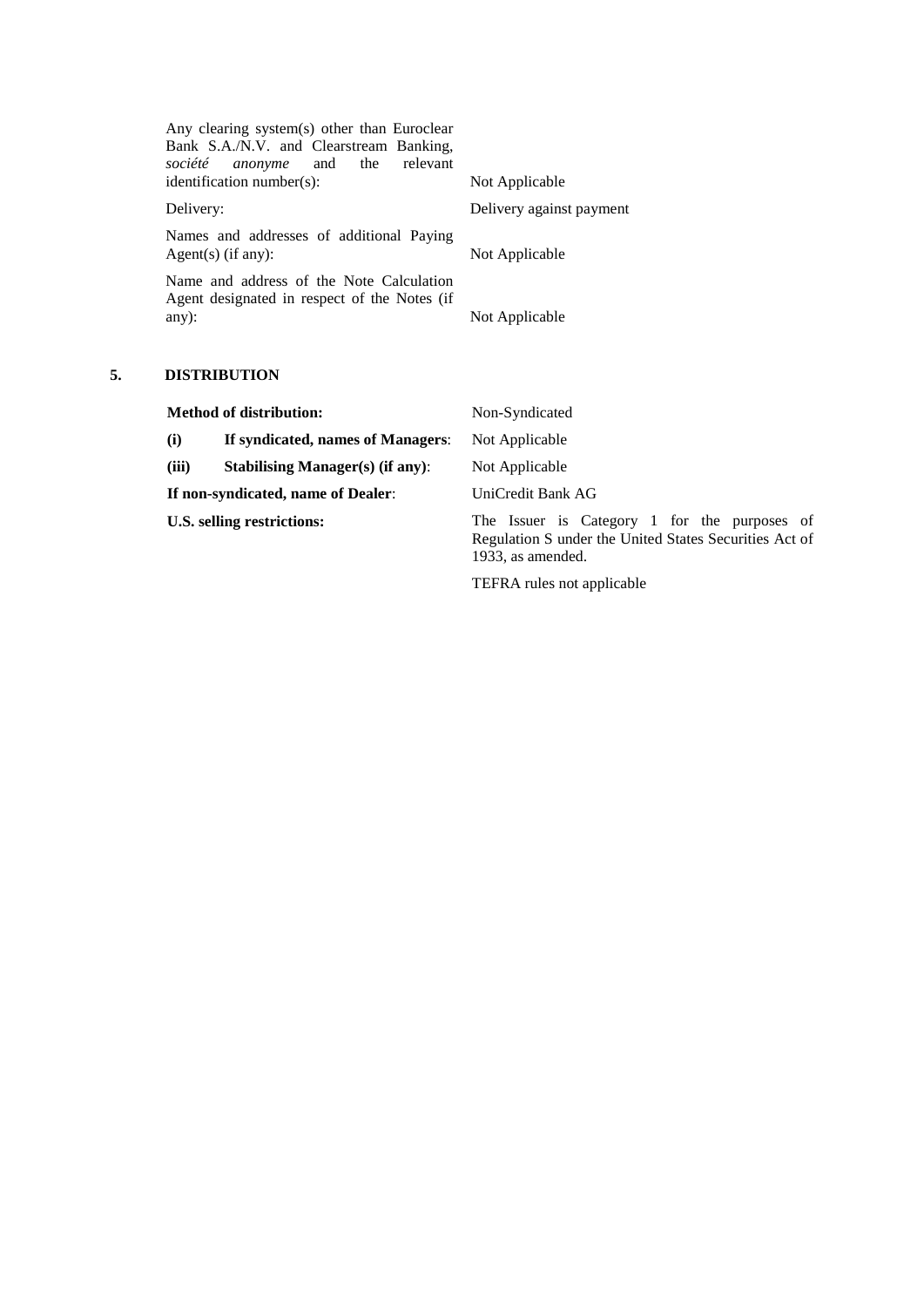| | |
|---|---|
| Any clearing system(s) other than Euroclear Bank S.A./N.V. and Clearstream Banking, *société anonyme* and the relevant identification number(s): | Not Applicable |
| Delivery: | Delivery against payment |
| Names and addresses of additional Paying Agent(s) (if any): | Not Applicable |
| Name and address of the Note Calculation Agent designated in respect of the Notes (if any): | Not Applicable |

## 5. DISTRIBUTION

| | |
|---|---|
| **Method of distribution:** | Non-Syndicated |
| **(i) If syndicated, names of Managers**: | Not Applicable |
| **(iii) Stabilising Manager(s) (if any)**: | Not Applicable |
| **If non-syndicated, name of Dealer**: | UniCredit Bank AG |
| **U.S. selling restrictions:** | The Issuer is Category 1 for the purposes of Regulation S under the United States Securities Act of 1933, as amended.<br><br>TEFRA rules not applicable |